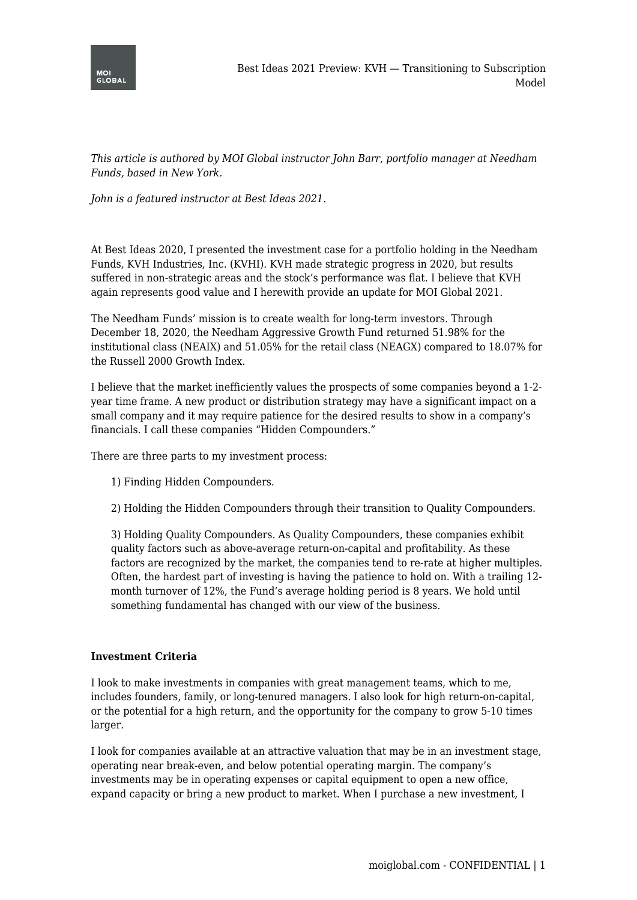# Best Ideas 2021 Preview: KVH — Transitioning to Subscription Model

*This article is authored by MOI Global instructor John Barr, portfolio manager at Needham Funds, based in New York.*

*John is a featured instructor at Best Ideas 2021.*

At Best Ideas 2020, I presented the investment case for a portfolio holding in the Needham Funds, KVH Industries, Inc. (KVHI). KVH made strategic progress in 2020, but results suffered in non-strategic areas and the stock's performance was flat. I believe that KVH again represents good value and I herewith provide an update for MOI Global 2021.

The Needham Funds' mission is to create wealth for long-term investors. Through December 18, 2020, the Needham Aggressive Growth Fund returned 51.98% for the institutional class (NEAIX) and 51.05% for the retail class (NEAGX) compared to 18.07% for the Russell 2000 Growth Index.

I believe that the market inefficiently values the prospects of some companies beyond a 1-2-year time frame. A new product or distribution strategy may have a significant impact on a small company and it may require patience for the desired results to show in a company's financials. I call these companies "Hidden Compounders."

There are three parts to my investment process:

1) Finding Hidden Compounders.

2) Holding the Hidden Compounders through their transition to Quality Compounders.

3) Holding Quality Compounders. As Quality Compounders, these companies exhibit quality factors such as above-average return-on-capital and profitability. As these factors are recognized by the market, the companies tend to re-rate at higher multiples. Often, the hardest part of investing is having the patience to hold on. With a trailing 12-month turnover of 12%, the Fund's average holding period is 8 years. We hold until something fundamental has changed with our view of the business.

**Investment Criteria**

I look to make investments in companies with great management teams, which to me, includes founders, family, or long-tenured managers. I also look for high return-on-capital, or the potential for a high return, and the opportunity for the company to grow 5-10 times larger.

I look for companies available at an attractive valuation that may be in an investment stage, operating near break-even, and below potential operating margin. The company's investments may be in operating expenses or capital equipment to open a new office, expand capacity or bring a new product to market. When I purchase a new investment, I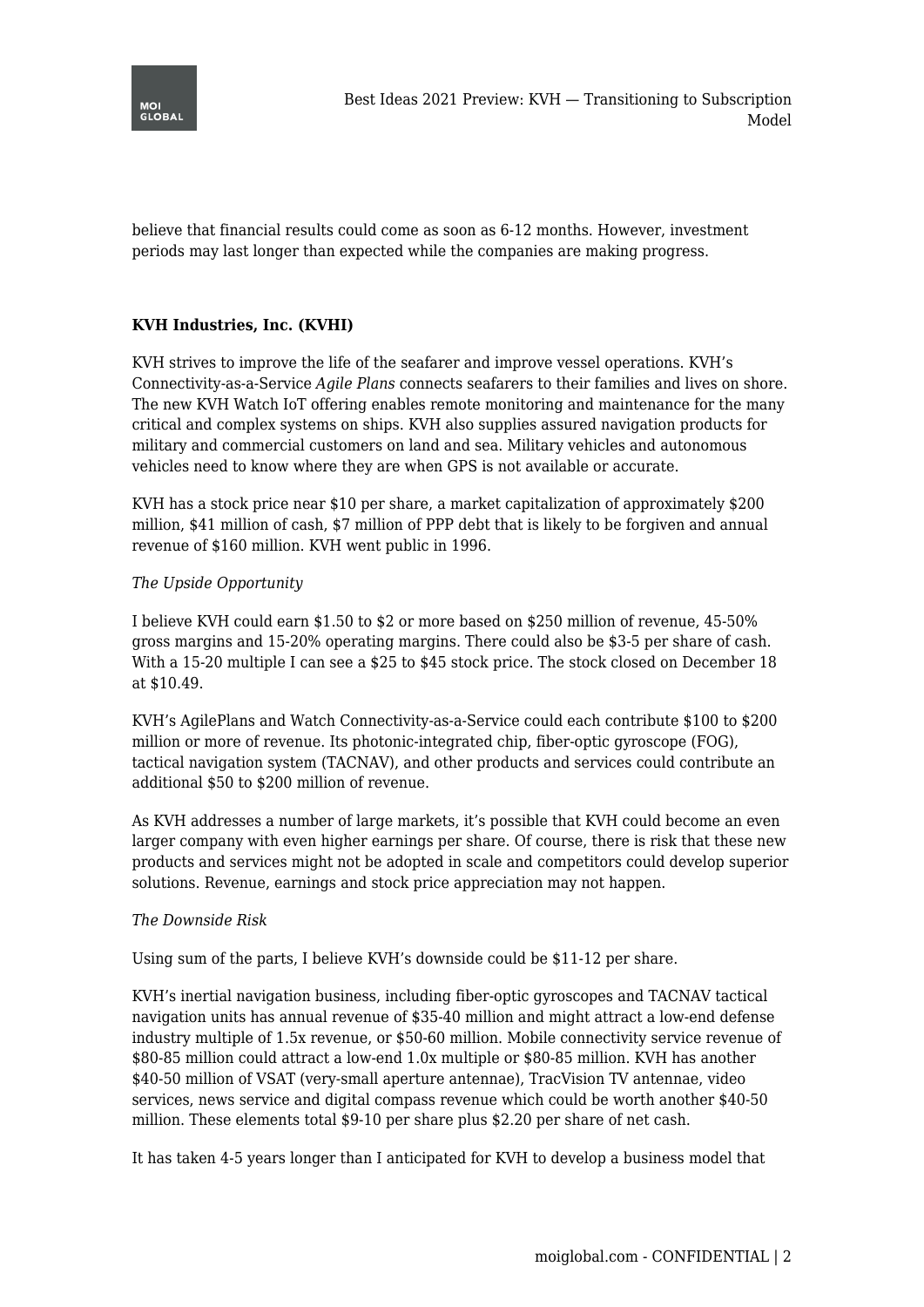believe that financial results could come as soon as 6-12 months. However, investment periods may last longer than expected while the companies are making progress.

**KVH Industries, Inc. (KVHI)**

KVH strives to improve the life of the seafarer and improve vessel operations. KVH's Connectivity-as-a-Service *Agile Plans* connects seafarers to their families and lives on shore. The new KVH Watch IoT offering enables remote monitoring and maintenance for the many critical and complex systems on ships. KVH also supplies assured navigation products for military and commercial customers on land and sea. Military vehicles and autonomous vehicles need to know where they are when GPS is not available or accurate.

KVH has a stock price near $10 per share, a market capitalization of approximately $200 million, $41 million of cash, $7 million of PPP debt that is likely to be forgiven and annual revenue of $160 million. KVH went public in 1996.

*The Upside Opportunity*

I believe KVH could earn $1.50 to $2 or more based on $250 million of revenue, 45-50% gross margins and 15-20% operating margins. There could also be $3-5 per share of cash. With a 15-20 multiple I can see a $25 to $45 stock price. The stock closed on December 18 at $10.49.

KVH's AgilePlans and Watch Connectivity-as-a-Service could each contribute $100 to $200 million or more of revenue. Its photonic-integrated chip, fiber-optic gyroscope (FOG), tactical navigation system (TACNAV), and other products and services could contribute an additional $50 to $200 million of revenue.

As KVH addresses a number of large markets, it's possible that KVH could become an even larger company with even higher earnings per share. Of course, there is risk that these new products and services might not be adopted in scale and competitors could develop superior solutions. Revenue, earnings and stock price appreciation may not happen.

*The Downside Risk*

Using sum of the parts, I believe KVH's downside could be $11-12 per share.

KVH's inertial navigation business, including fiber-optic gyroscopes and TACNAV tactical navigation units has annual revenue of $35-40 million and might attract a low-end defense industry multiple of 1.5x revenue, or $50-60 million. Mobile connectivity service revenue of $80-85 million could attract a low-end 1.0x multiple or $80-85 million. KVH has another $40-50 million of VSAT (very-small aperture antennae), TracVision TV antennae, video services, news service and digital compass revenue which could be worth another $40-50 million. These elements total $9-10 per share plus $2.20 per share of net cash.

It has taken 4-5 years longer than I anticipated for KVH to develop a business model that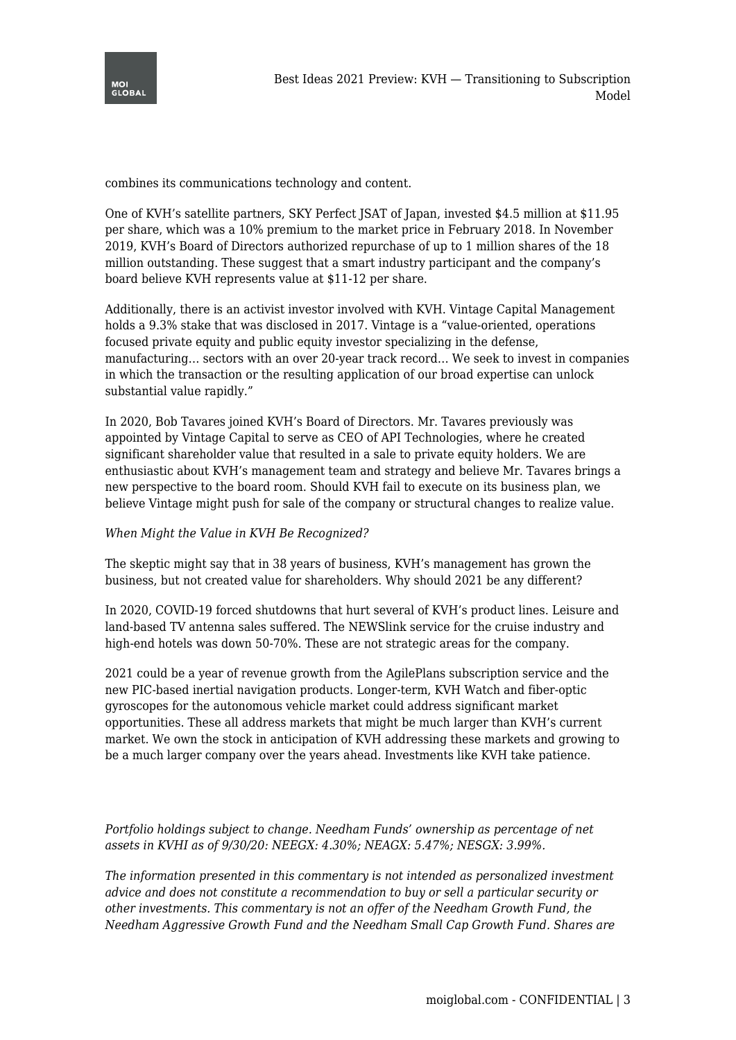combines its communications technology and content.

One of KVH's satellite partners, SKY Perfect JSAT of Japan, invested $4.5 million at $11.95 per share, which was a 10% premium to the market price in February 2018. In November 2019, KVH's Board of Directors authorized repurchase of up to 1 million shares of the 18 million outstanding. These suggest that a smart industry participant and the company's board believe KVH represents value at $11-12 per share.

Additionally, there is an activist investor involved with KVH. Vintage Capital Management holds a 9.3% stake that was disclosed in 2017. Vintage is a "value-oriented, operations focused private equity and public equity investor specializing in the defense, manufacturing… sectors with an over 20-year track record… We seek to invest in companies in which the transaction or the resulting application of our broad expertise can unlock substantial value rapidly."

In 2020, Bob Tavares joined KVH's Board of Directors. Mr. Tavares previously was appointed by Vintage Capital to serve as CEO of API Technologies, where he created significant shareholder value that resulted in a sale to private equity holders. We are enthusiastic about KVH's management team and strategy and believe Mr. Tavares brings a new perspective to the board room. Should KVH fail to execute on its business plan, we believe Vintage might push for sale of the company or structural changes to realize value.

*When Might the Value in KVH Be Recognized?*

The skeptic might say that in 38 years of business, KVH's management has grown the business, but not created value for shareholders. Why should 2021 be any different?

In 2020, COVID-19 forced shutdowns that hurt several of KVH's product lines. Leisure and land-based TV antenna sales suffered. The NEWSlink service for the cruise industry and high-end hotels was down 50-70%. These are not strategic areas for the company.

2021 could be a year of revenue growth from the AgilePlans subscription service and the new PIC-based inertial navigation products. Longer-term, KVH Watch and fiber-optic gyroscopes for the autonomous vehicle market could address significant market opportunities. These all address markets that might be much larger than KVH's current market. We own the stock in anticipation of KVH addressing these markets and growing to be a much larger company over the years ahead. Investments like KVH take patience.

*Portfolio holdings subject to change. Needham Funds' ownership as percentage of net assets in KVHI as of 9/30/20: NEEGX: 4.30%; NEAGX: 5.47%; NESGX: 3.99%.*

*The information presented in this commentary is not intended as personalized investment advice and does not constitute a recommendation to buy or sell a particular security or other investments. This commentary is not an offer of the Needham Growth Fund, the Needham Aggressive Growth Fund and the Needham Small Cap Growth Fund. Shares are*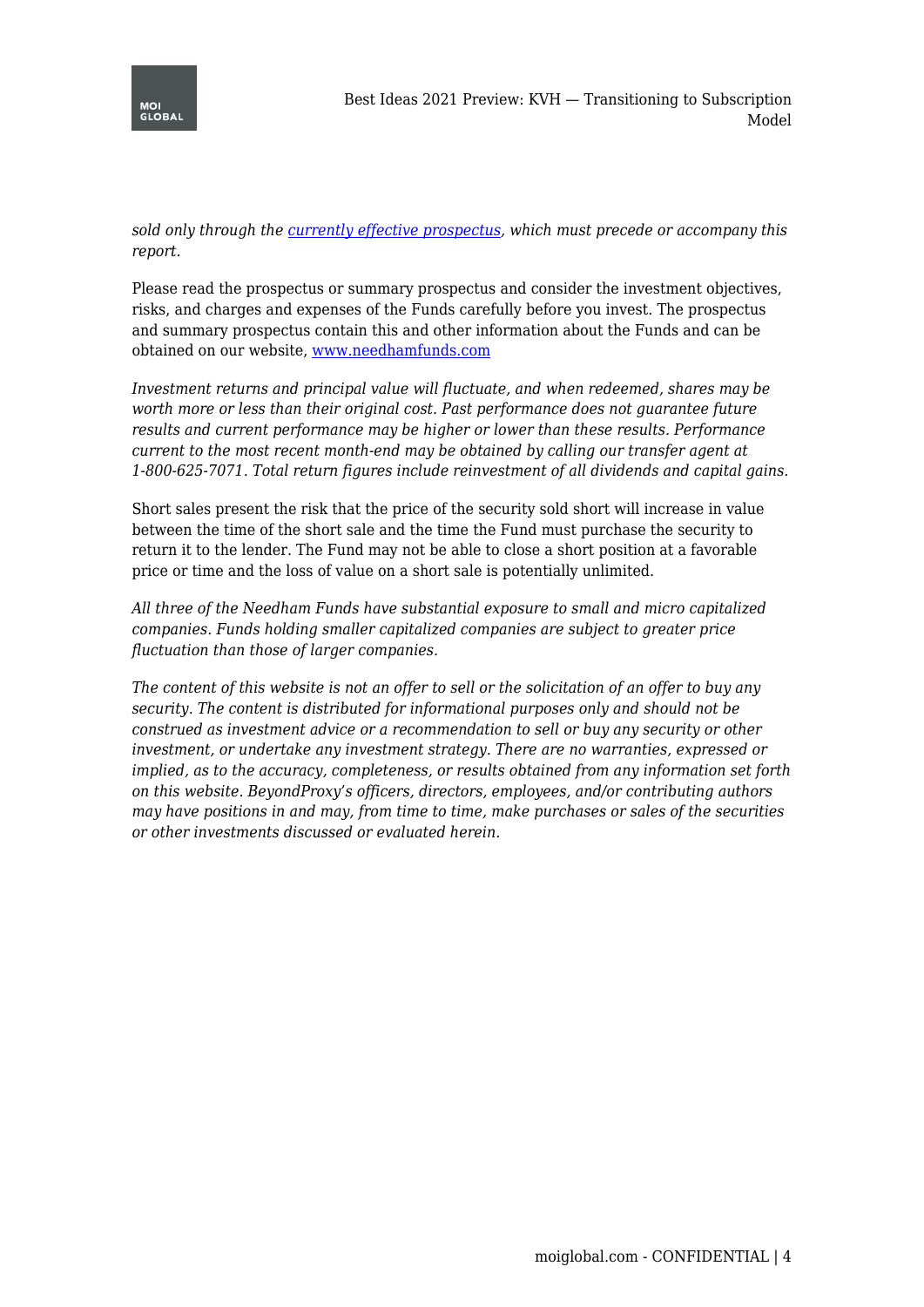*sold only through the [currently effective prospectus](currently effective prospectus), which must precede or accompany this report.*

Please read the prospectus or summary prospectus and consider the investment objectives, risks, and charges and expenses of the Funds carefully before you invest. The prospectus and summary prospectus contain this and other information about the Funds and can be obtained on our website, [www.needhamfunds.com](http://www.needhamfunds.com)

*Investment returns and principal value will fluctuate, and when redeemed, shares may be worth more or less than their original cost. Past performance does not guarantee future results and current performance may be higher or lower than these results. Performance current to the most recent month-end may be obtained by calling our transfer agent at 1-800-625-7071. Total return figures include reinvestment of all dividends and capital gains.*

Short sales present the risk that the price of the security sold short will increase in value between the time of the short sale and the time the Fund must purchase the security to return it to the lender. The Fund may not be able to close a short position at a favorable price or time and the loss of value on a short sale is potentially unlimited.

*All three of the Needham Funds have substantial exposure to small and micro capitalized companies. Funds holding smaller capitalized companies are subject to greater price fluctuation than those of larger companies.*

*The content of this website is not an offer to sell or the solicitation of an offer to buy any security. The content is distributed for informational purposes only and should not be construed as investment advice or a recommendation to sell or buy any security or other investment, or undertake any investment strategy. There are no warranties, expressed or implied, as to the accuracy, completeness, or results obtained from any information set forth on this website. BeyondProxy's officers, directors, employees, and/or contributing authors may have positions in and may, from time to time, make purchases or sales of the securities or other investments discussed or evaluated herein.*